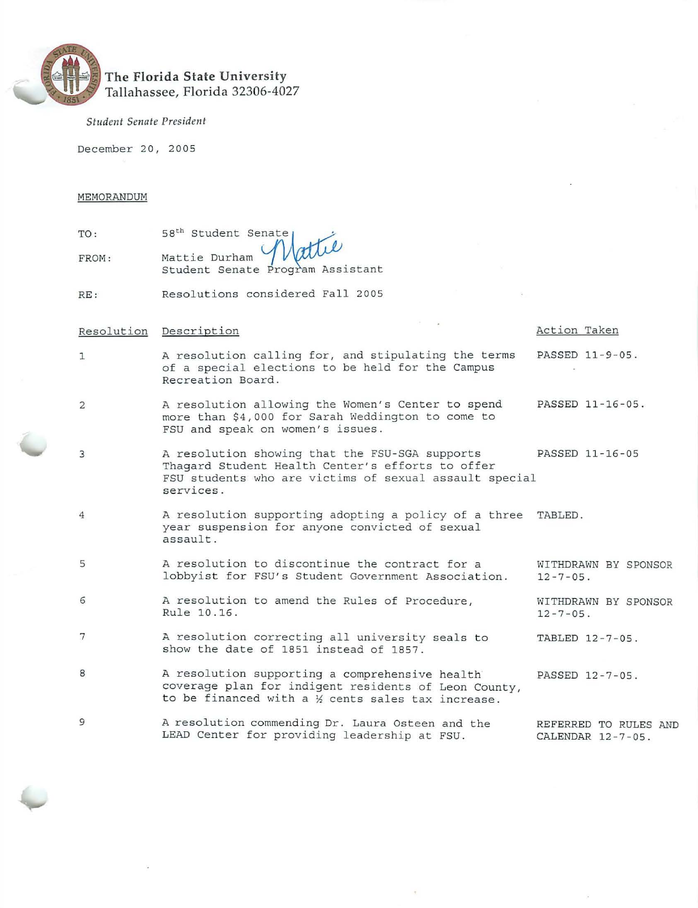**The Florida State University**
Tallahassee, Florida 32306-4027

*Student Senate President*

December 20, 2005

MEMORANDUM

TO: 58th Student Senate

FROM: Mattie Durham
Student Senate Program Assistant

RE: Resolutions considered Fall 2005

| Resolution | Description | Action Taken |
|---|---|---|
| 1 | A resolution calling for, and stipulating the terms of a special elections to be held for the Campus Recreation Board. | PASSED 11-9-05. |
| 2 | A resolution allowing the Women's Center to spend more than $4,000 for Sarah Weddington to come to FSU and speak on women's issues. | PASSED 11-16-05. |
| 3 | A resolution showing that the FSU-SGA supports Thagard Student Health Center's efforts to offer FSU students who are victims of sexual assault special services. | PASSED 11-16-05 |
| 4 | A resolution supporting adopting a policy of a three year suspension for anyone convicted of sexual assault. | TABLED. |
| 5 | A resolution to discontinue the contract for a lobbyist for FSU's Student Government Association. | WITHDRAWN BY SPONSOR 12-7-05. |
| 6 | A resolution to amend the Rules of Procedure, Rule 10.16. | WITHDRAWN BY SPONSOR 12-7-05. |
| 7 | A resolution correcting all university seals to show the date of 1851 instead of 1857. | TABLED 12-7-05. |
| 8 | A resolution supporting a comprehensive health coverage plan for indigent residents of Leon County, to be financed with a ½ cents sales tax increase. | PASSED 12-7-05. |
| 9 | A resolution commending Dr. Laura Osteen and the LEAD Center for providing leadership at FSU. | REFERRED TO RULES AND CALENDAR 12-7-05. |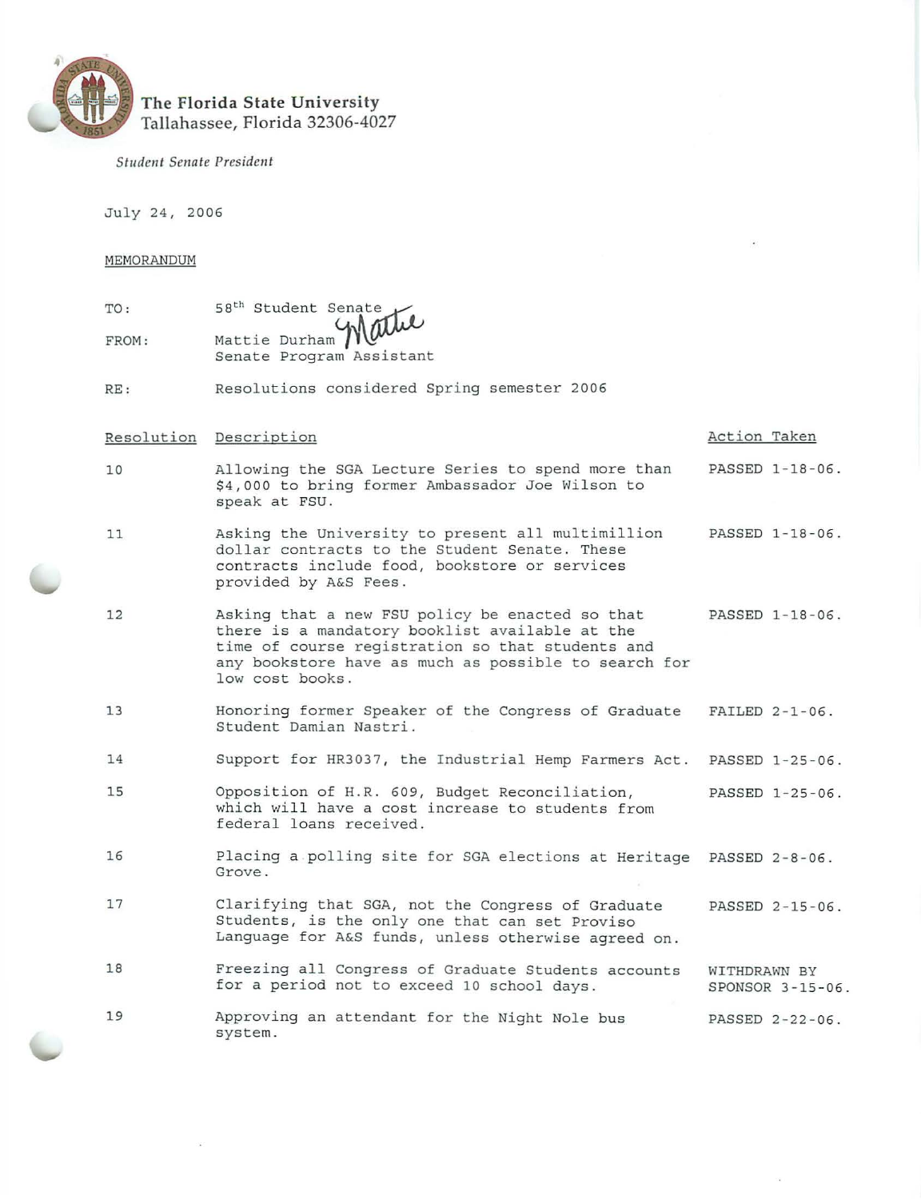**The Florida State University**
Tallahassee, Florida 32306-4027

*Student Senate President*

July 24, 2006

MEMORANDUM

TO: 58th Student Senate

FROM: Mattie Durham
Senate Program Assistant

RE: Resolutions considered Spring semester 2006

| Resolution | Description | Action Taken |
|---|---|---|
| 10 | Allowing the SGA Lecture Series to spend more than $4,000 to bring former Ambassador Joe Wilson to speak at FSU. | PASSED 1-18-06. |
| 11 | Asking the University to present all multimillion dollar contracts to the Student Senate. These contracts include food, bookstore or services provided by A&S Fees. | PASSED 1-18-06. |
| 12 | Asking that a new FSU policy be enacted so that there is a mandatory booklist available at the time of course registration so that students and any bookstore have as much as possible to search for low cost books. | PASSED 1-18-06. |
| 13 | Honoring former Speaker of the Congress of Graduate Student Damian Nastri. | FAILED 2-1-06. |
| 14 | Support for HR3037, the Industrial Hemp Farmers Act. | PASSED 1-25-06. |
| 15 | Opposition of H.R. 609, Budget Reconciliation, which will have a cost increase to students from federal loans received. | PASSED 1-25-06. |
| 16 | Placing a polling site for SGA elections at Heritage Grove. | PASSED 2-8-06. |
| 17 | Clarifying that SGA, not the Congress of Graduate Students, is the only one that can set Proviso Language for A&S funds, unless otherwise agreed on. | PASSED 2-15-06. |
| 18 | Freezing all Congress of Graduate Students accounts for a period not to exceed 10 school days. | WITHDRAWN BY SPONSOR 3-15-06. |
| 19 | Approving an attendant for the Night Nole bus system. | PASSED 2-22-06. |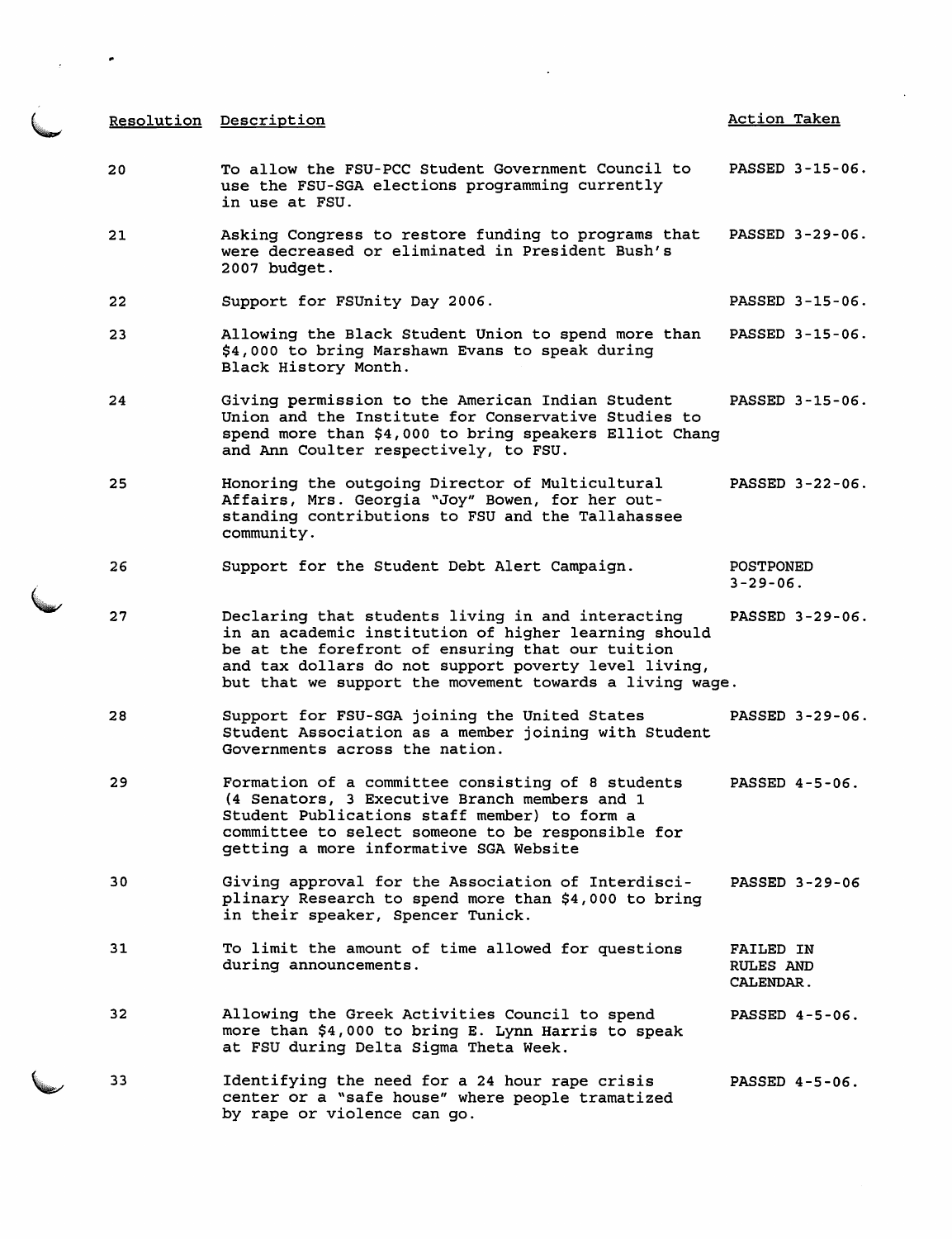| Resolution | Description | Action Taken |
| --- | --- | --- |
| 20 | To allow the FSU-PCC Student Government Council to use the FSU-SGA elections programming currently in use at FSU. | PASSED 3-15-06. |
| 21 | Asking Congress to restore funding to programs that were decreased or eliminated in President Bush's 2007 budget. | PASSED 3-29-06. |
| 22 | Support for FSUnity Day 2006. | PASSED 3-15-06. |
| 23 | Allowing the Black Student Union to spend more than $4,000 to bring Marshawn Evans to speak during Black History Month. | PASSED 3-15-06. |
| 24 | Giving permission to the American Indian Student Union and the Institute for Conservative Studies to spend more than $4,000 to bring speakers Elliot Chang and Ann Coulter respectively, to FSU. | PASSED 3-15-06. |
| 25 | Honoring the outgoing Director of Multicultural Affairs, Mrs. Georgia "Joy" Bowen, for her outstanding contributions to FSU and the Tallahassee community. | PASSED 3-22-06. |
| 26 | Support for the Student Debt Alert Campaign. | POSTPONED 3-29-06. |
| 27 | Declaring that students living in and interacting in an academic institution of higher learning should be at the forefront of ensuring that our tuition and tax dollars do not support poverty level living, but that we support the movement towards a living wage. | PASSED 3-29-06. |
| 28 | Support for FSU-SGA joining the United States Student Association as a member joining with Student Governments across the nation. | PASSED 3-29-06. |
| 29 | Formation of a committee consisting of 8 students (4 Senators, 3 Executive Branch members and 1 Student Publications staff member) to form a committee to select someone to be responsible for getting a more informative SGA Website | PASSED 4-5-06. |
| 30 | Giving approval for the Association of Interdisciplinary Research to spend more than $4,000 to bring in their speaker, Spencer Tunick. | PASSED 3-29-06 |
| 31 | To limit the amount of time allowed for questions during announcements. | FAILED IN RULES AND CALENDAR. |
| 32 | Allowing the Greek Activities Council to spend more than $4,000 to bring E. Lynn Harris to speak at FSU during Delta Sigma Theta Week. | PASSED 4-5-06. |
| 33 | Identifying the need for a 24 hour rape crisis center or a "safe house" where people tramatized by rape or violence can go. | PASSED 4-5-06. |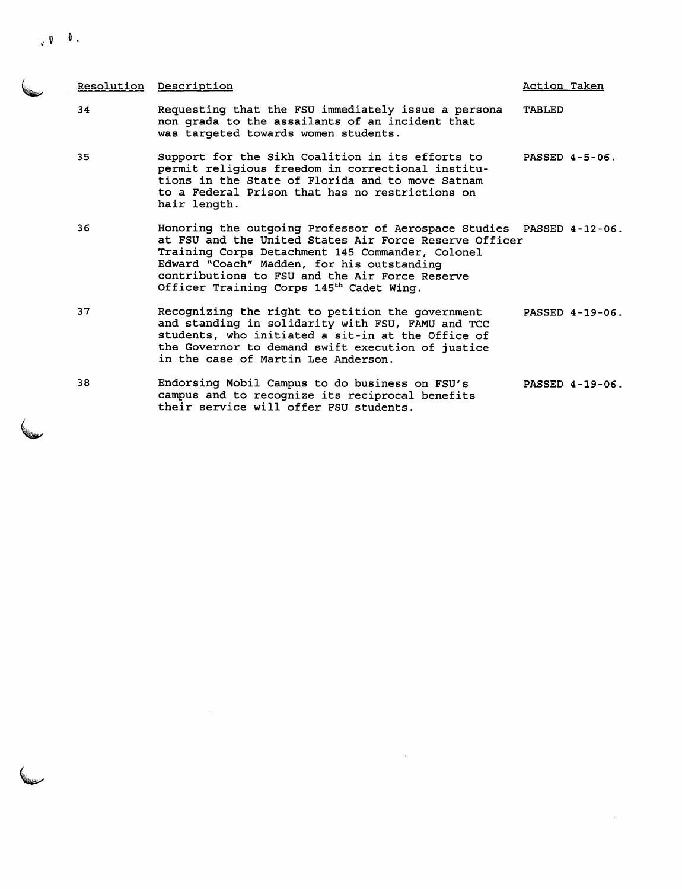| Resolution | Description | Action Taken |
|---|---|---|
| 34 | Requesting that the FSU immediately issue a persona non grada to the assailants of an incident that was targeted towards women students. | TABLED |
| 35 | Support for the Sikh Coalition in its efforts to permit religious freedom in correctional institutions in the State of Florida and to move Satnam to a Federal Prison that has no restrictions on hair length. | PASSED 4-5-06. |
| 36 | Honoring the outgoing Professor of Aerospace Studies at FSU and the United States Air Force Reserve Officer Training Corps Detachment 145 Commander, Colonel Edward "Coach" Madden, for his outstanding contributions to FSU and the Air Force Reserve Officer Training Corps 145th Cadet Wing. | PASSED 4-12-06. |
| 37 | Recognizing the right to petition the government and standing in solidarity with FSU, FAMU and TCC students, who initiated a sit-in at the Office of the Governor to demand swift execution of justice in the case of Martin Lee Anderson. | PASSED 4-19-06. |
| 38 | Endorsing Mobil Campus to do business on FSU's campus and to recognize its reciprocal benefits their service will offer FSU students. | PASSED 4-19-06. |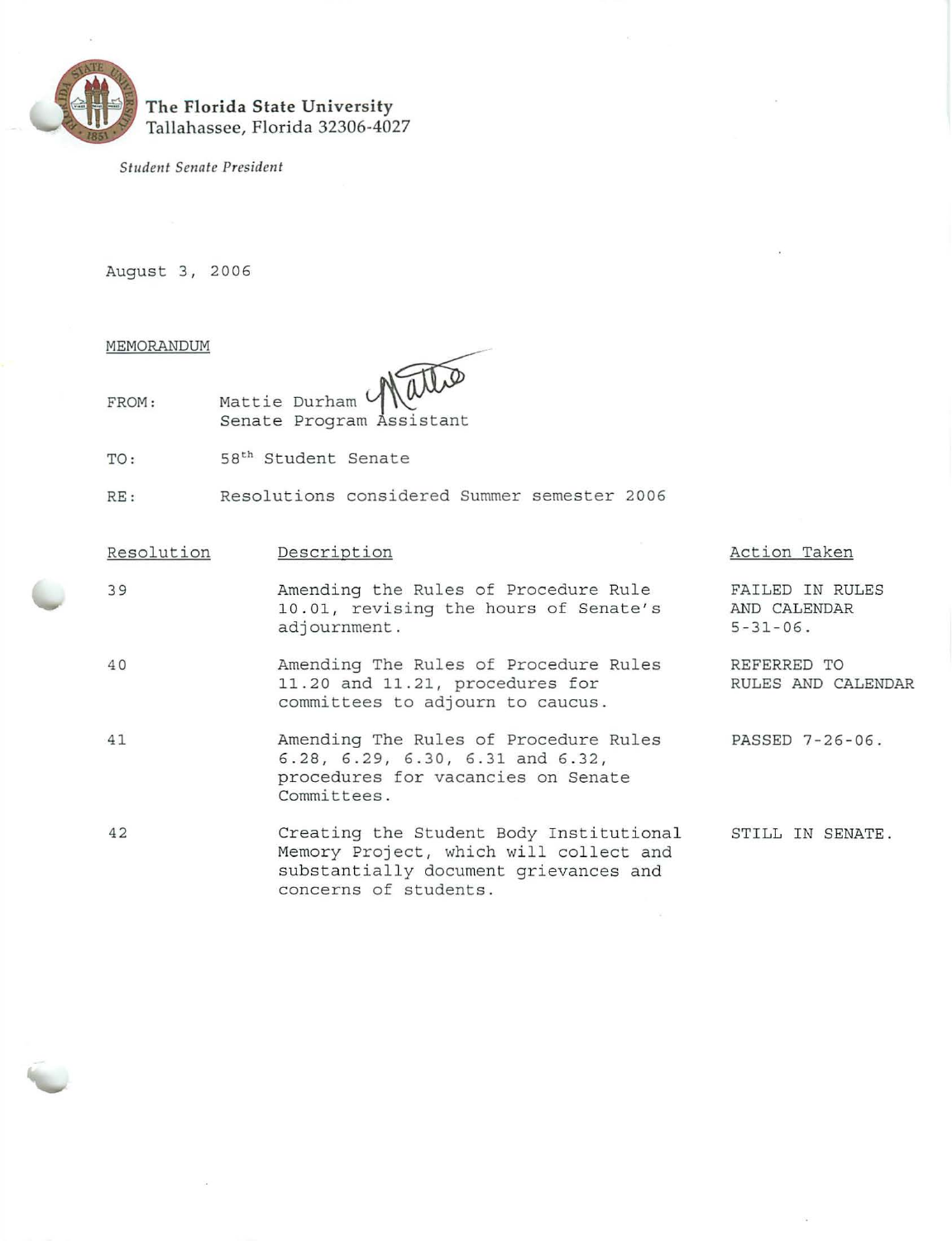**The Florida State University**
Tallahassee, Florida 32306-4027

*Student Senate President*

August 3, 2006

MEMORANDUM

FROM: Mattie Durham
Senate Program Assistant

TO: 58th Student Senate

RE: Resolutions considered Summer semester 2006

| Resolution | Description | Action Taken |
|---|---|---|
| 39 | Amending the Rules of Procedure Rule 10.01, revising the hours of Senate's adjournment. | FAILED IN RULES AND CALENDAR 5-31-06. |
| 40 | Amending The Rules of Procedure Rules 11.20 and 11.21, procedures for committees to adjourn to caucus. | REFERRED TO RULES AND CALENDAR |
| 41 | Amending The Rules of Procedure Rules 6.28, 6.29, 6.30, 6.31 and 6.32, procedures for vacancies on Senate Committees. | PASSED 7-26-06. |
| 42 | Creating the Student Body Institutional Memory Project, which will collect and substantially document grievances and concerns of students. | STILL IN SENATE. |